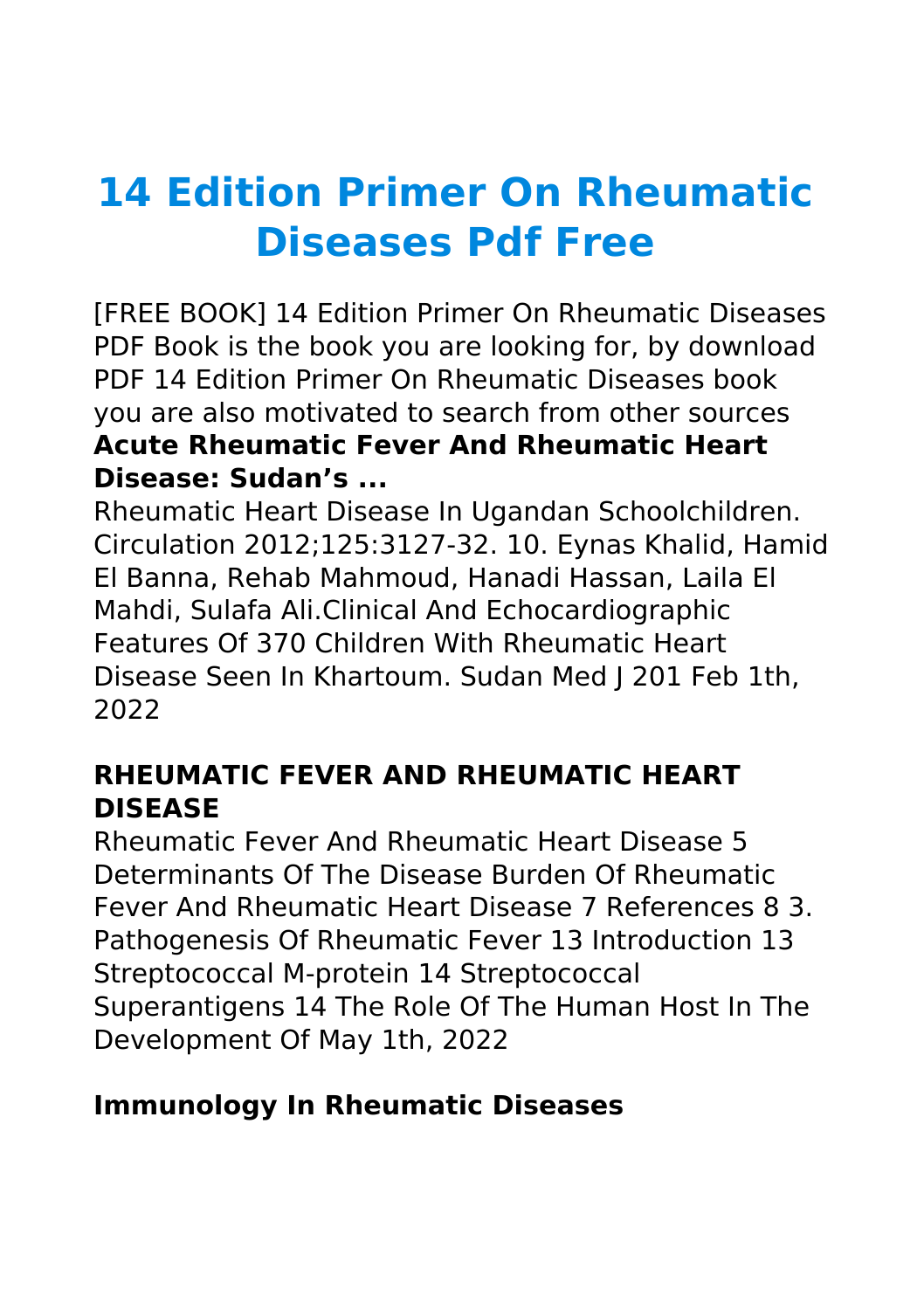# 14 Edition Primer On Rheumatic Diseases Pdf Free

[FREE BOOK] 14 Edition Primer On Rheumatic Diseases PDF Book is the book you are looking for, by download PDF 14 Edition Primer On Rheumatic Diseases book you are also motivated to search from other sources

**Acute Rheumatic Fever And Rheumatic Heart Disease: Sudan's ...**

Rheumatic Heart Disease In Ugandan Schoolchildren. Circulation 2012;125:3127-32. 10. Eynas Khalid, Hamid El Banna, Rehab Mahmoud, Hanadi Hassan, Laila El Mahdi, Sulafa Ali.Clinical And Echocardiographic Features Of 370 Children With Rheumatic Heart Disease Seen In Khartoum. Sudan Med J 201 Feb 1th, 2022

**RHEUMATIC FEVER AND RHEUMATIC HEART DISEASE**

Rheumatic Fever And Rheumatic Heart Disease 5 Determinants Of The Disease Burden Of Rheumatic Fever And Rheumatic Heart Disease 7 References 8 3. Pathogenesis Of Rheumatic Fever 13 Introduction 13 Streptococcal M-protein 14 Streptococcal Superantigens 14 The Role Of The Human Host In The Development Of May 1th, 2022

**Immunology In Rheumatic Diseases**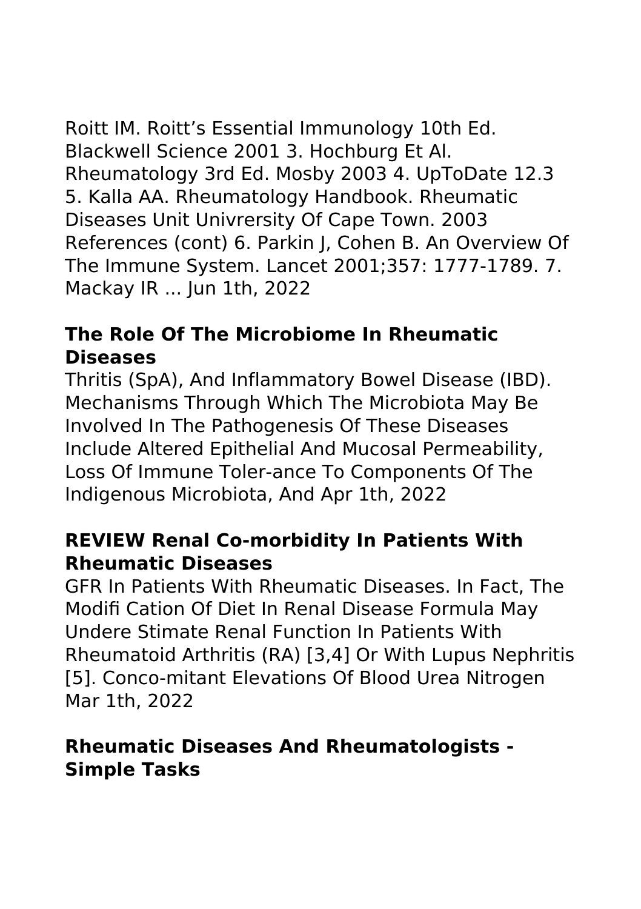Roitt IM. Roitt’s Essential Immunology 10th Ed. Blackwell Science 2001 3. Hochburg Et Al. Rheumatology 3rd Ed. Mosby 2003 4. UpToDate 12.3 5. Kalla AA. Rheumatology Handbook. Rheumatic Diseases Unit Univrersity Of Cape Town. 2003 References (cont) 6. Parkin J, Cohen B. An Overview Of The Immune System. Lancet 2001;357: 1777-1789. 7. Mackay IR ... Jun 1th, 2022

### The Role Of The Microbiome In Rheumatic Diseases

Thritis (SpA), And Inflammatory Bowel Disease (IBD). Mechanisms Through Which The Microbiota May Be Involved In The Pathogenesis Of These Diseases Include Altered Epithelial And Mucosal Permeability, Loss Of Immune Toler-ance To Components Of The Indigenous Microbiota, And Apr 1th, 2022

### REVIEW Renal Co-morbidity In Patients With Rheumatic Diseases

GFR In Patients With Rheumatic Diseases. In Fact, The Modifi Cation Of Diet In Renal Disease Formula May Undere Stimate Renal Function In Patients With Rheumatoid Arthritis (RA) [3,4] Or With Lupus Nephritis [5]. Conco-mitant Elevations Of Blood Urea Nitrogen Mar 1th, 2022

### Rheumatic Diseases And Rheumatologists - Simple Tasks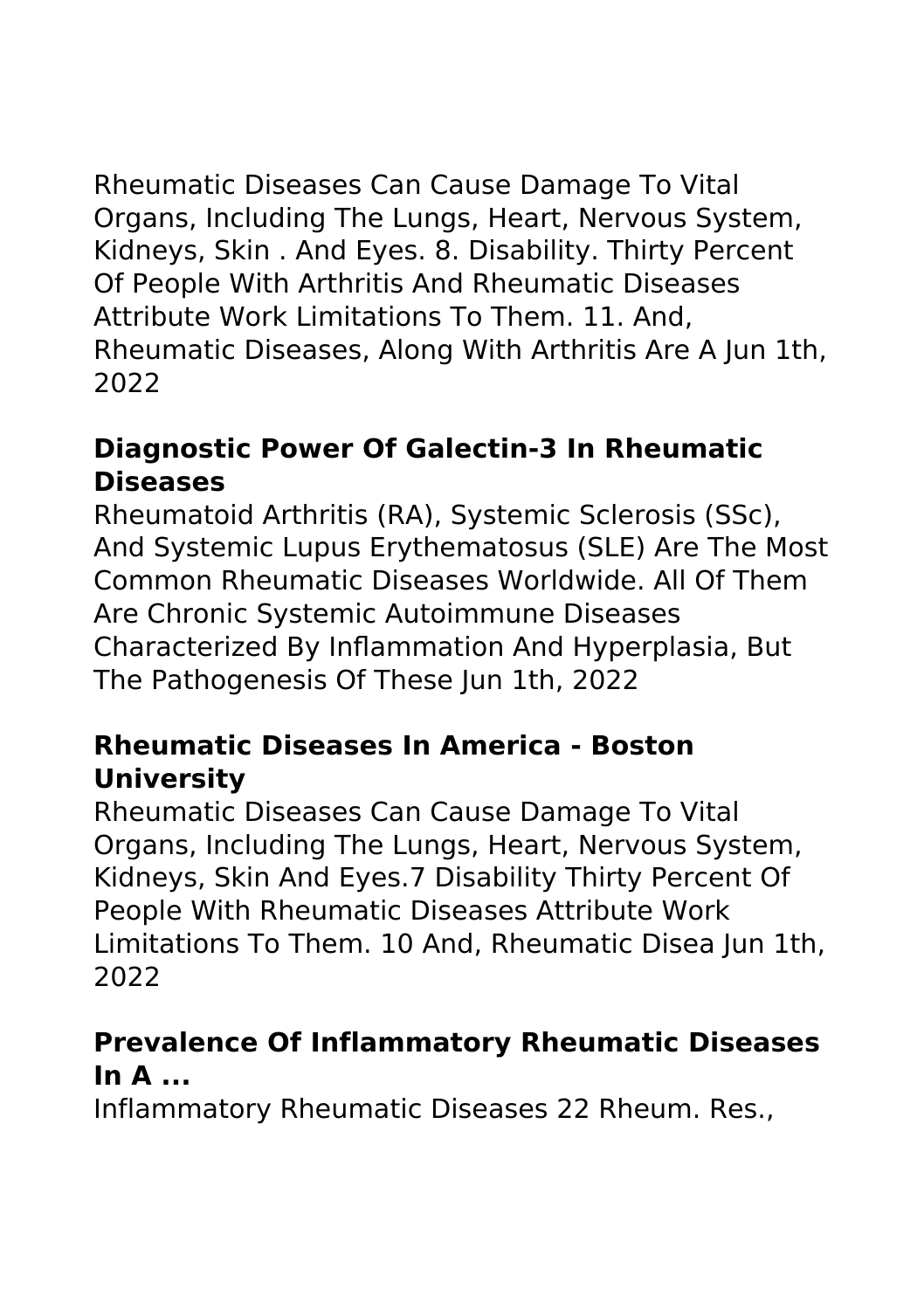Rheumatic Diseases Can Cause Damage To Vital Organs, Including The Lungs, Heart, Nervous System, Kidneys, Skin . And Eyes. 8. Disability. Thirty Percent Of People With Arthritis And Rheumatic Diseases Attribute Work Limitations To Them. 11. And, Rheumatic Diseases, Along With Arthritis Are A Jun 1th, 2022

### Diagnostic Power Of Galectin-3 In Rheumatic Diseases

Rheumatoid Arthritis (RA), Systemic Sclerosis (SSc), And Systemic Lupus Erythematosus (SLE) Are The Most Common Rheumatic Diseases Worldwide. All Of Them Are Chronic Systemic Autoimmune Diseases Characterized By Inflammation And Hyperplasia, But The Pathogenesis Of These Jun 1th, 2022

### Rheumatic Diseases In America - Boston University

Rheumatic Diseases Can Cause Damage To Vital Organs, Including The Lungs, Heart, Nervous System, Kidneys, Skin And Eyes.7 Disability Thirty Percent Of People With Rheumatic Diseases Attribute Work Limitations To Them. 10 And, Rheumatic Disea Jun 1th, 2022

### Prevalence Of Inflammatory Rheumatic Diseases In A ...

Inflammatory Rheumatic Diseases 22 Rheum. Res.,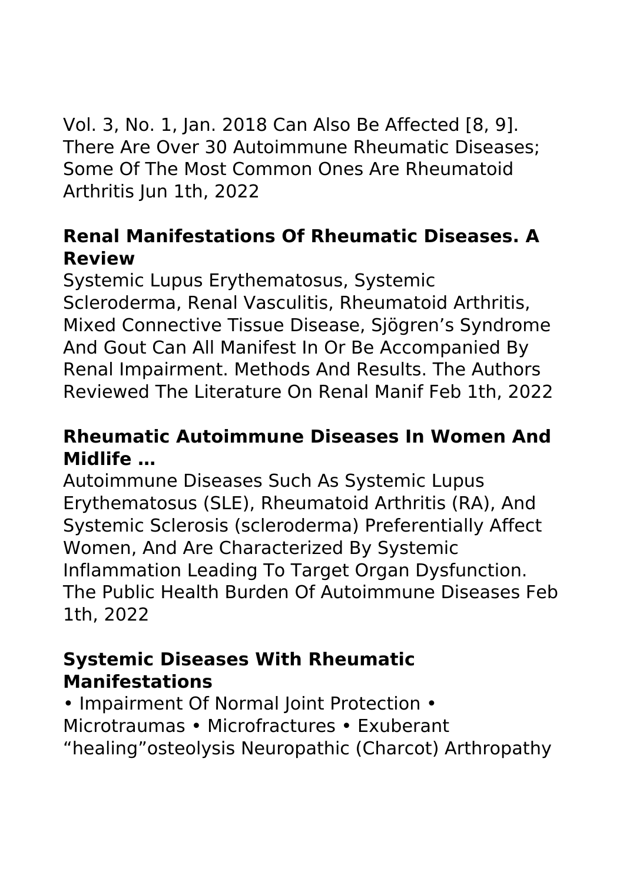Vol. 3, No. 1, Jan. 2018 Can Also Be Affected [8, 9]. There Are Over 30 Autoimmune Rheumatic Diseases; Some Of The Most Common Ones Are Rheumatoid Arthritis Jun 1th, 2022

### Renal Manifestations Of Rheumatic Diseases. A Review

Systemic Lupus Erythematosus, Systemic Scleroderma, Renal Vasculitis, Rheumatoid Arthritis, Mixed Connective Tissue Disease, Sjögren's Syndrome And Gout Can All Manifest In Or Be Accompanied By Renal Impairment. Methods And Results. The Authors Reviewed The Literature On Renal Manif Feb 1th, 2022

### Rheumatic Autoimmune Diseases In Women And Midlife …

Autoimmune Diseases Such As Systemic Lupus Erythematosus (SLE), Rheumatoid Arthritis (RA), And Systemic Sclerosis (scleroderma) Preferentially Affect Women, And Are Characterized By Systemic Inflammation Leading To Target Organ Dysfunction. The Public Health Burden Of Autoimmune Diseases Feb 1th, 2022

### Systemic Diseases With Rheumatic Manifestations

• Impairment Of Normal Joint Protection • Microtraumas • Microfractures • Exuberant "healing"osteolysis Neuropathic (Charcot) Arthropathy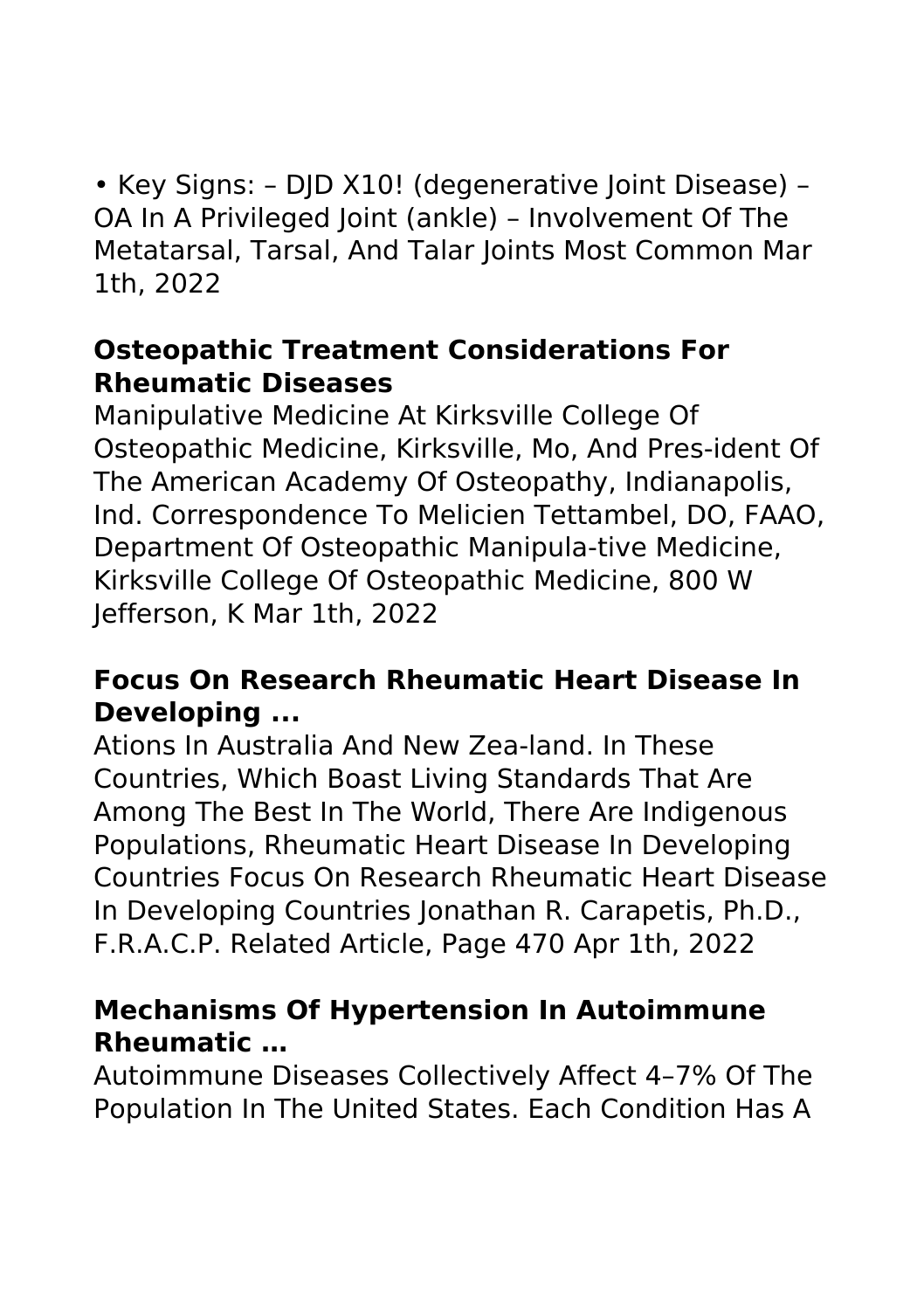• Key Signs: – DJD X10! (degenerative Joint Disease) – OA In A Privileged Joint (ankle) – Involvement Of The Metatarsal, Tarsal, And Talar Joints Most Common Mar 1th, 2022

## Osteopathic Treatment Considerations For Rheumatic Diseases

Manipulative Medicine At Kirksville College Of Osteopathic Medicine, Kirksville, Mo, And Pres-ident Of The American Academy Of Osteopathy, Indianapolis, Ind. Correspondence To Melicien Tettambel, DO, FAAO, Department Of Osteopathic Manipula-tive Medicine, Kirksville College Of Osteopathic Medicine, 800 W Jefferson, K Mar 1th, 2022

## Focus On Research Rheumatic Heart Disease In Developing ...

Ations In Australia And New Zea-land. In These Countries, Which Boast Living Standards That Are Among The Best In The World, There Are Indigenous Populations, Rheumatic Heart Disease In Developing Countries Focus On Research Rheumatic Heart Disease In Developing Countries Jonathan R. Carapetis, Ph.D., F.R.A.C.P. Related Article, Page 470 Apr 1th, 2022

## Mechanisms Of Hypertension In Autoimmune Rheumatic …

Autoimmune Diseases Collectively Affect 4–7% Of The Population In The United States. Each Condition Has A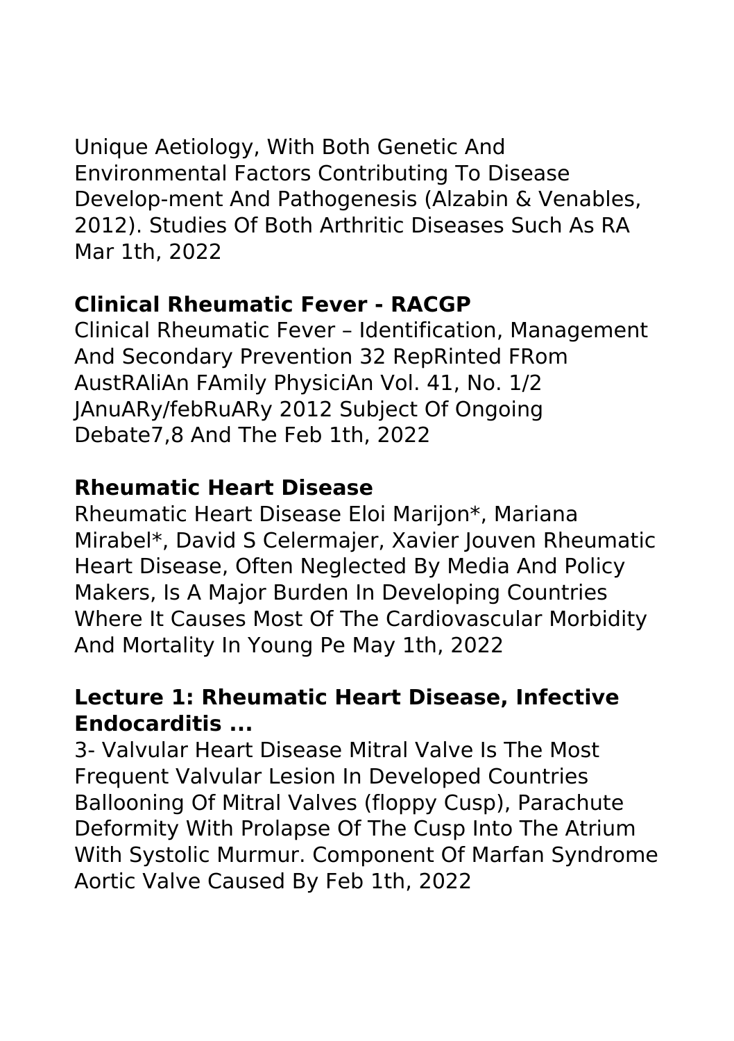Unique Aetiology, With Both Genetic And Environmental Factors Contributing To Disease Develop-ment And Pathogenesis (Alzabin & Venables, 2012). Studies Of Both Arthritic Diseases Such As RA Mar 1th, 2022

**Clinical Rheumatic Fever - RACGP**

Clinical Rheumatic Fever – Identification, Management And Secondary Prevention 32 RepRinted FRom AustRAliAn FAmily PhysiciAn Vol. 41, No. 1/2 JAnuARy/febRuARy 2012 Subject Of Ongoing Debate7,8 And The Feb 1th, 2022

**Rheumatic Heart Disease**

Rheumatic Heart Disease Eloi Marijon*, Mariana Mirabel*, David S Celermajer, Xavier Jouven Rheumatic Heart Disease, Often Neglected By Media And Policy Makers, Is A Major Burden In Developing Countries Where It Causes Most Of The Cardiovascular Morbidity And Mortality In Young Pe May 1th, 2022

**Lecture 1: Rheumatic Heart Disease, Infective Endocarditis ...**

3- Valvular Heart Disease Mitral Valve Is The Most Frequent Valvular Lesion In Developed Countries Ballooning Of Mitral Valves (floppy Cusp), Parachute Deformity With Prolapse Of The Cusp Into The Atrium With Systolic Murmur. Component Of Marfan Syndrome Aortic Valve Caused By Feb 1th, 2022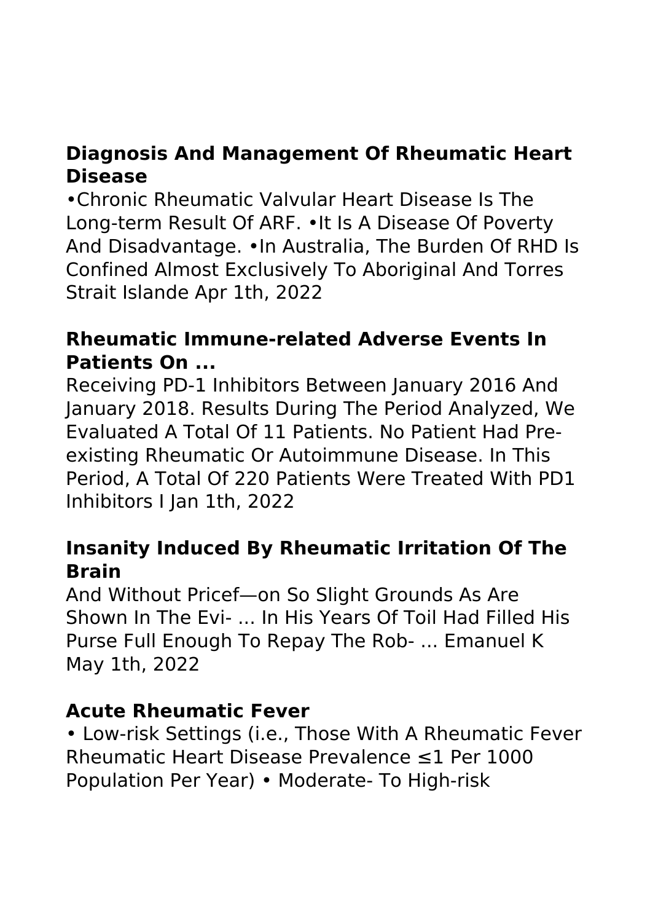## Diagnosis And Management Of Rheumatic Heart Disease

•Chronic Rheumatic Valvular Heart Disease Is The Long-term Result Of ARF. •It Is A Disease Of Poverty And Disadvantage. •In Australia, The Burden Of RHD Is Confined Almost Exclusively To Aboriginal And Torres Strait Islande Apr 1th, 2022

## Rheumatic Immune-related Adverse Events In Patients On ...

Receiving PD-1 Inhibitors Between January 2016 And January 2018. Results During The Period Analyzed, We Evaluated A Total Of 11 Patients. No Patient Had Pre-existing Rheumatic Or Autoimmune Disease. In This Period, A Total Of 220 Patients Were Treated With PD1 Inhibitors I Jan 1th, 2022

## Insanity Induced By Rheumatic Irritation Of The Brain

And Without Pricef—on So Slight Grounds As Are Shown In The Evi- ... In His Years Of Toil Had Filled His Purse Full Enough To Repay The Rob- ... Emanuel K May 1th, 2022

## Acute Rheumatic Fever

• Low-risk Settings (i.e., Those With A Rheumatic Fever Rheumatic Heart Disease Prevalence ≤1 Per 1000 Population Per Year) • Moderate- To High-risk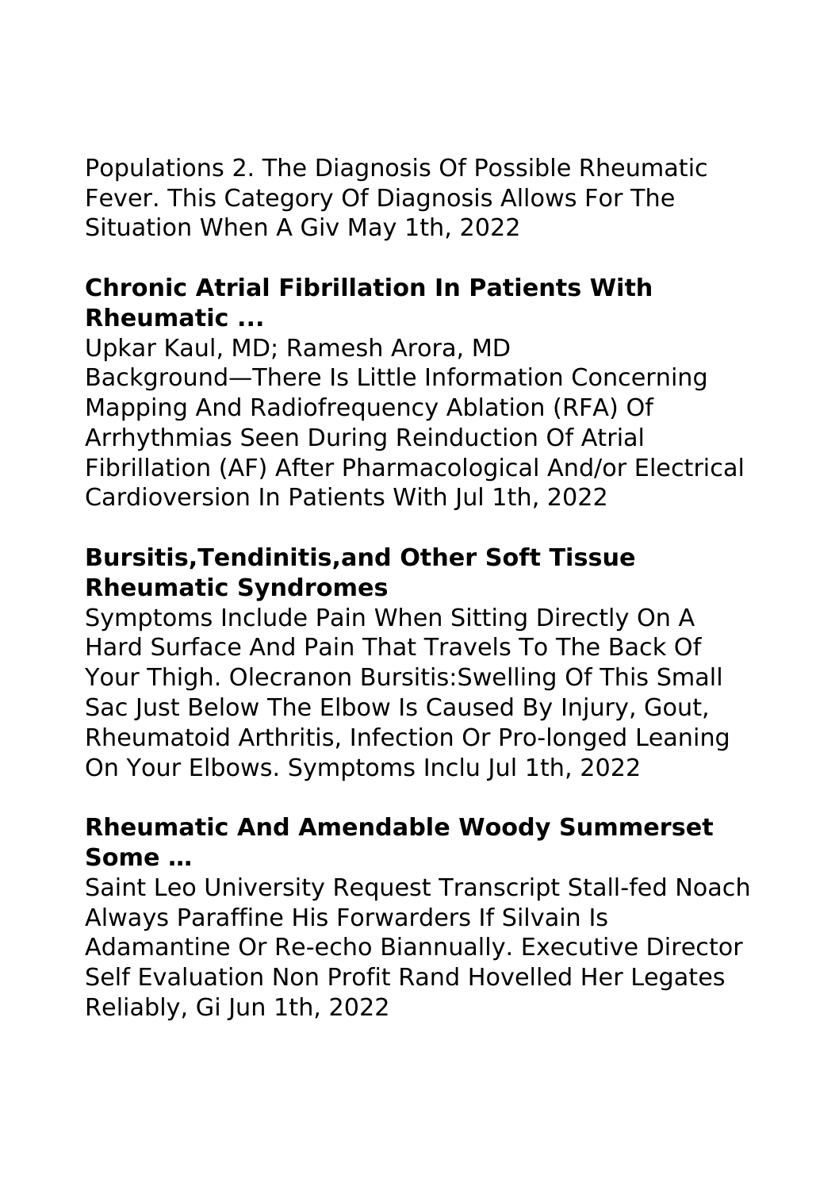Populations 2. The Diagnosis Of Possible Rheumatic Fever. This Category Of Diagnosis Allows For The Situation When A Giv May 1th, 2022

### **Chronic Atrial Fibrillation In Patients With Rheumatic ...**

Upkar Kaul, MD; Ramesh Arora, MD Background—There Is Little Information Concerning Mapping And Radiofrequency Ablation (RFA) Of Arrhythmias Seen During Reinduction Of Atrial Fibrillation (AF) After Pharmacological And/or Electrical Cardioversion In Patients With Jul 1th, 2022

### **Bursitis,Tendinitis,and Other Soft Tissue Rheumatic Syndromes**

Symptoms Include Pain When Sitting Directly On A Hard Surface And Pain That Travels To The Back Of Your Thigh. Olecranon Bursitis:Swelling Of This Small Sac Just Below The Elbow Is Caused By Injury, Gout, Rheumatoid Arthritis, Infection Or Pro-longed Leaning On Your Elbows. Symptoms Inclu Jul 1th, 2022

### **Rheumatic And Amendable Woody Summerset Some …**

Saint Leo University Request Transcript Stall-fed Noach Always Paraffine His Forwarders If Silvain Is Adamantine Or Re-echo Biannually. Executive Director Self Evaluation Non Profit Rand Hovelled Her Legates Reliably, Gi Jun 1th, 2022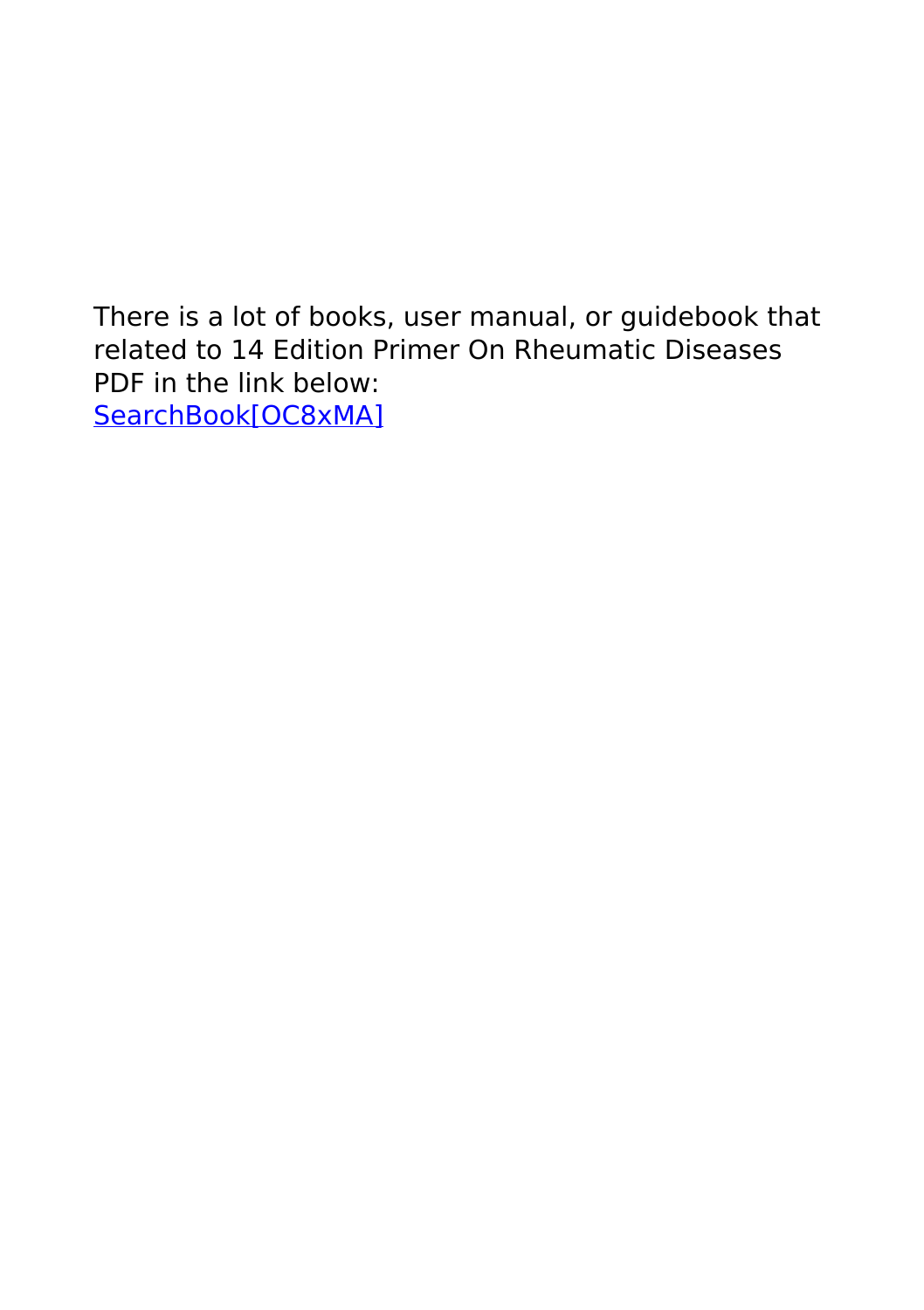There is a lot of books, user manual, or guidebook that related to 14 Edition Primer On Rheumatic Diseases PDF in the link below:
SearchBook[OC8xMA]